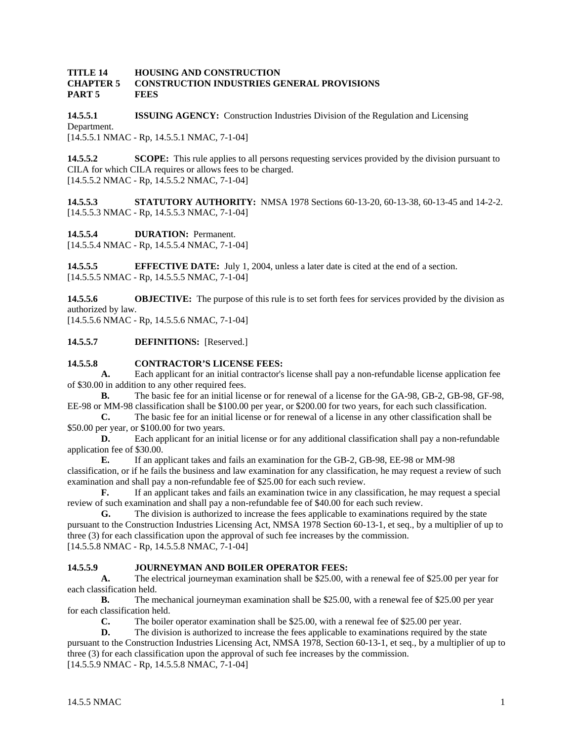**TITLE 14 HOUSING AND CONSTRUCTION**
**CHAPTER 5 CONSTRUCTION INDUSTRIES GENERAL PROVISIONS**
**PART 5 FEES**

**14.5.5.1 ISSUING AGENCY:** Construction Industries Division of the Regulation and Licensing Department.
[14.5.5.1 NMAC - Rp, 14.5.5.1 NMAC, 7-1-04]

**14.5.5.2 SCOPE:** This rule applies to all persons requesting services provided by the division pursuant to CILA for which CILA requires or allows fees to be charged.
[14.5.5.2 NMAC - Rp, 14.5.5.2 NMAC, 7-1-04]

**14.5.5.3 STATUTORY AUTHORITY:** NMSA 1978 Sections 60-13-20, 60-13-38, 60-13-45 and 14-2-2.
[14.5.5.3 NMAC - Rp, 14.5.5.3 NMAC, 7-1-04]

**14.5.5.4 DURATION:** Permanent.
[14.5.5.4 NMAC - Rp, 14.5.5.4 NMAC, 7-1-04]

**14.5.5.5 EFFECTIVE DATE:** July 1, 2004, unless a later date is cited at the end of a section.
[14.5.5.5 NMAC - Rp, 14.5.5.5 NMAC, 7-1-04]

**14.5.5.6 OBJECTIVE:** The purpose of this rule is to set forth fees for services provided by the division as authorized by law.
[14.5.5.6 NMAC - Rp, 14.5.5.6 NMAC, 7-1-04]

**14.5.5.7 DEFINITIONS:** [Reserved.]

**14.5.5.8 CONTRACTOR'S LICENSE FEES:**

**A.** Each applicant for an initial contractor's license shall pay a non-refundable license application fee of $30.00 in addition to any other required fees.

**B.** The basic fee for an initial license or for renewal of a license for the GA-98, GB-2, GB-98, GF-98, EE-98 or MM-98 classification shall be $100.00 per year, or $200.00 for two years, for each such classification.

**C.** The basic fee for an initial license or for renewal of a license in any other classification shall be $50.00 per year, or $100.00 for two years.

**D.** Each applicant for an initial license or for any additional classification shall pay a non-refundable application fee of $30.00.

**E.** If an applicant takes and fails an examination for the GB-2, GB-98, EE-98 or MM-98 classification, or if he fails the business and law examination for any classification, he may request a review of such examination and shall pay a non-refundable fee of $25.00 for each such review.

**F.** If an applicant takes and fails an examination twice in any classification, he may request a special review of such examination and shall pay a non-refundable fee of $40.00 for each such review.

**G.** The division is authorized to increase the fees applicable to examinations required by the state pursuant to the Construction Industries Licensing Act, NMSA 1978 Section 60-13-1, et seq., by a multiplier of up to three (3) for each classification upon the approval of such fee increases by the commission.
[14.5.5.8 NMAC - Rp, 14.5.5.8 NMAC, 7-1-04]

**14.5.5.9 JOURNEYMAN AND BOILER OPERATOR FEES:**

**A.** The electrical journeyman examination shall be $25.00, with a renewal fee of $25.00 per year for each classification held.

**B.** The mechanical journeyman examination shall be $25.00, with a renewal fee of $25.00 per year for each classification held.

**C.** The boiler operator examination shall be $25.00, with a renewal fee of $25.00 per year.

**D.** The division is authorized to increase the fees applicable to examinations required by the state pursuant to the Construction Industries Licensing Act, NMSA 1978, Section 60-13-1, et seq., by a multiplier of up to three (3) for each classification upon the approval of such fee increases by the commission.
[14.5.5.9 NMAC - Rp, 14.5.5.8 NMAC, 7-1-04]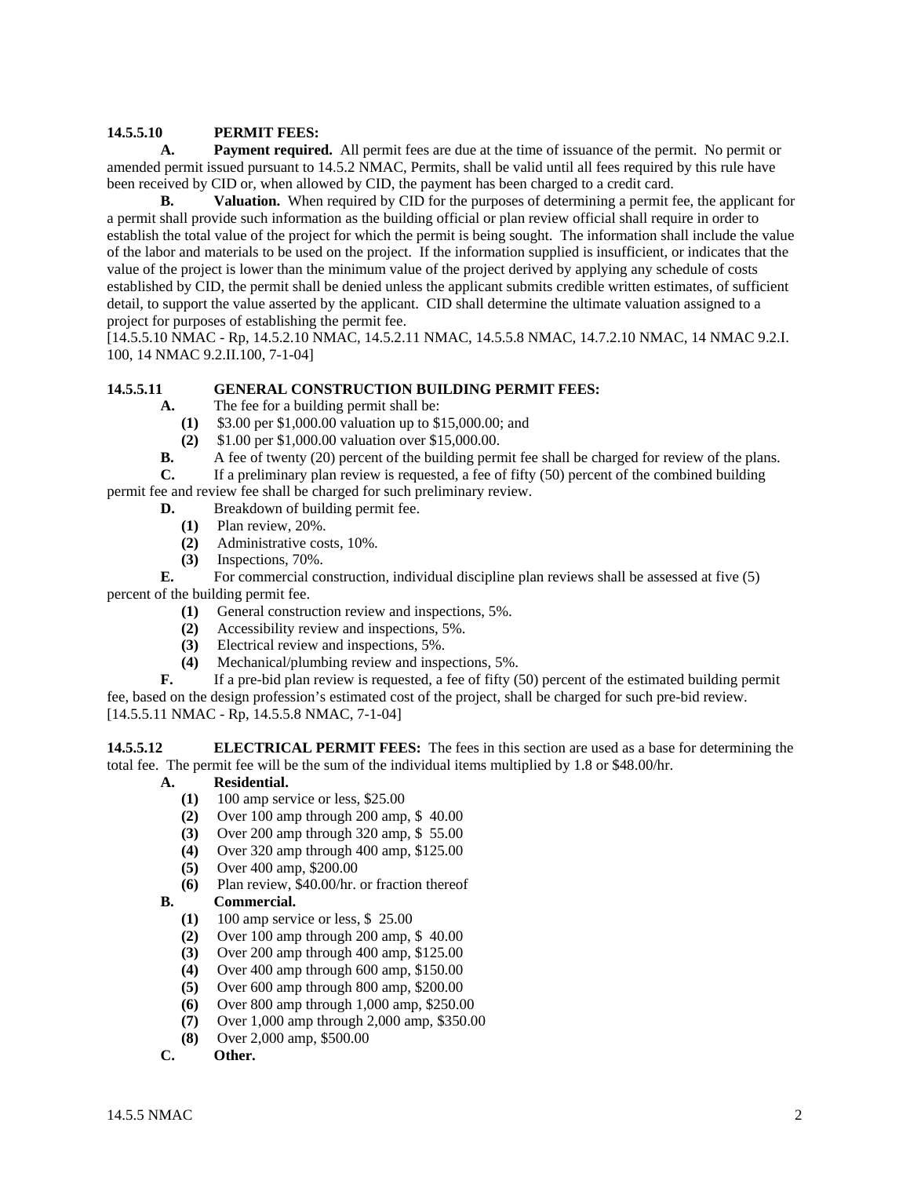**14.5.5.10 PERMIT FEES:**

**A. Payment required.** All permit fees are due at the time of issuance of the permit. No permit or amended permit issued pursuant to 14.5.2 NMAC, Permits, shall be valid until all fees required by this rule have been received by CID or, when allowed by CID, the payment has been charged to a credit card.

**B. Valuation.** When required by CID for the purposes of determining a permit fee, the applicant for a permit shall provide such information as the building official or plan review official shall require in order to establish the total value of the project for which the permit is being sought. The information shall include the value of the labor and materials to be used on the project. If the information supplied is insufficient, or indicates that the value of the project is lower than the minimum value of the project derived by applying any schedule of costs established by CID, the permit shall be denied unless the applicant submits credible written estimates, of sufficient detail, to support the value asserted by the applicant. CID shall determine the ultimate valuation assigned to a project for purposes of establishing the permit fee.

[14.5.5.10 NMAC - Rp, 14.5.2.10 NMAC, 14.5.2.11 NMAC, 14.5.5.8 NMAC, 14.7.2.10 NMAC, 14 NMAC 9.2.I.100, 14 NMAC 9.2.II.100, 7-1-04]

**14.5.5.11 GENERAL CONSTRUCTION BUILDING PERMIT FEES:**

**A.** The fee for a building permit shall be:

**(1)** \$3.00 per \$1,000.00 valuation up to \$15,000.00; and

**(2)** \$1.00 per \$1,000.00 valuation over \$15,000.00.

**B.** A fee of twenty (20) percent of the building permit fee shall be charged for review of the plans.

**C.** If a preliminary plan review is requested, a fee of fifty (50) percent of the combined building permit fee and review fee shall be charged for such preliminary review.

**D.** Breakdown of building permit fee.

**(1)** Plan review, 20%.

**(2)** Administrative costs, 10%.

**(3)** Inspections, 70%.

**E.** For commercial construction, individual discipline plan reviews shall be assessed at five (5) percent of the building permit fee.

**(1)** General construction review and inspections, 5%.

**(2)** Accessibility review and inspections, 5%.

**(3)** Electrical review and inspections, 5%.

**(4)** Mechanical/plumbing review and inspections, 5%.

**F.** If a pre-bid plan review is requested, a fee of fifty (50) percent of the estimated building permit fee, based on the design profession's estimated cost of the project, shall be charged for such pre-bid review.

[14.5.5.11 NMAC - Rp, 14.5.5.8 NMAC, 7-1-04]

**14.5.5.12 ELECTRICAL PERMIT FEES:** The fees in this section are used as a base for determining the total fee. The permit fee will be the sum of the individual items multiplied by 1.8 or \$48.00/hr.

**A. Residential.**

**(1)** 100 amp service or less, \$25.00

**(2)** Over 100 amp through 200 amp, \$ 40.00

**(3)** Over 200 amp through 320 amp, \$ 55.00

**(4)** Over 320 amp through 400 amp, \$125.00

**(5)** Over 400 amp, \$200.00

**(6)** Plan review, \$40.00/hr. or fraction thereof

**B. Commercial.**

**(1)** 100 amp service or less, \$ 25.00

**(2)** Over 100 amp through 200 amp, \$ 40.00

**(3)** Over 200 amp through 400 amp, \$125.00

**(4)** Over 400 amp through 600 amp, \$150.00

**(5)** Over 600 amp through 800 amp, \$200.00

**(6)** Over 800 amp through 1,000 amp, \$250.00

**(7)** Over 1,000 amp through 2,000 amp, \$350.00

**(8)** Over 2,000 amp, \$500.00

**C. Other.**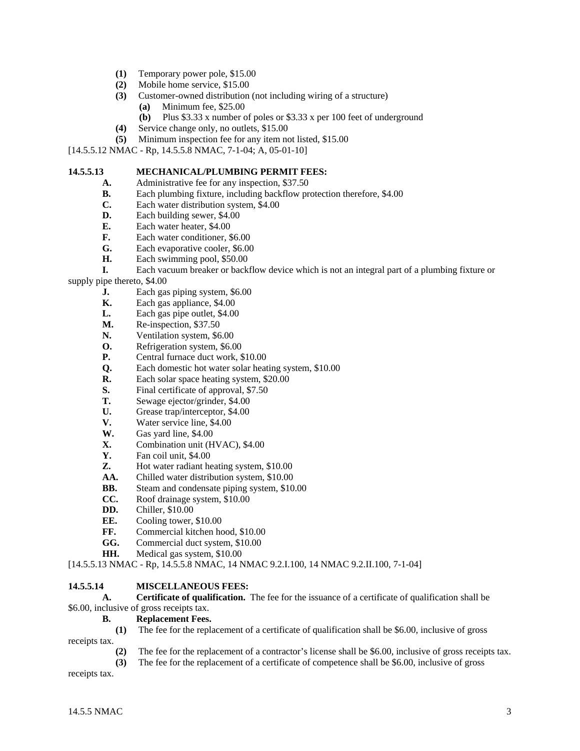**(1)** Temporary power pole, $15.00

**(2)** Mobile home service, $15.00

**(3)** Customer-owned distribution (not including wiring of a structure)

**(a)** Minimum fee, $25.00

**(b)** Plus $3.33 x number of poles or $3.33 x per 100 feet of underground

**(4)** Service change only, no outlets, $15.00

**(5)** Minimum inspection fee for any item not listed, $15.00

[14.5.5.12 NMAC - Rp, 14.5.5.8 NMAC, 7-1-04; A, 05-01-10]

**14.5.5.13 MECHANICAL/PLUMBING PERMIT FEES:**

**A.** Administrative fee for any inspection, $37.50

**B.** Each plumbing fixture, including backflow protection therefore, $4.00

**C.** Each water distribution system, $4.00

**D.** Each building sewer, $4.00

**E.** Each water heater, $4.00

**F.** Each water conditioner, $6.00

**G.** Each evaporative cooler, $6.00

**H.** Each swimming pool, $50.00

**I.** Each vacuum breaker or backflow device which is not an integral part of a plumbing fixture or supply pipe thereto, $4.00

**J.** Each gas piping system, $6.00

**K.** Each gas appliance, $4.00

**L.** Each gas pipe outlet, $4.00

**M.** Re-inspection, $37.50

**N.** Ventilation system, $6.00

**O.** Refrigeration system, $6.00

**P.** Central furnace duct work, $10.00

**Q.** Each domestic hot water solar heating system, $10.00

**R.** Each solar space heating system, $20.00

**S.** Final certificate of approval, $7.50

**T.** Sewage ejector/grinder, $4.00

**U.** Grease trap/interceptor, $4.00

**V.** Water service line, $4.00

**W.** Gas yard line, $4.00

**X.** Combination unit (HVAC), $4.00

**Y.** Fan coil unit, $4.00

**Z.** Hot water radiant heating system, $10.00

**AA.** Chilled water distribution system, $10.00

**BB.** Steam and condensate piping system, $10.00

**CC.** Roof drainage system, $10.00

**DD.** Chiller, $10.00

**EE.** Cooling tower, $10.00

**FF.** Commercial kitchen hood, $10.00

**GG.** Commercial duct system, $10.00

**HH.** Medical gas system, $10.00

[14.5.5.13 NMAC - Rp, 14.5.5.8 NMAC, 14 NMAC 9.2.I.100, 14 NMAC 9.2.II.100, 7-1-04]

**14.5.5.14 MISCELLANEOUS FEES:**

**A. Certificate of qualification.** The fee for the issuance of a certificate of qualification shall be $6.00, inclusive of gross receipts tax.

**B. Replacement Fees.**

**(1)** The fee for the replacement of a certificate of qualification shall be $6.00, inclusive of gross receipts tax.

**(2)** The fee for the replacement of a contractor's license shall be $6.00, inclusive of gross receipts tax.

**(3)** The fee for the replacement of a certificate of competence shall be $6.00, inclusive of gross receipts tax.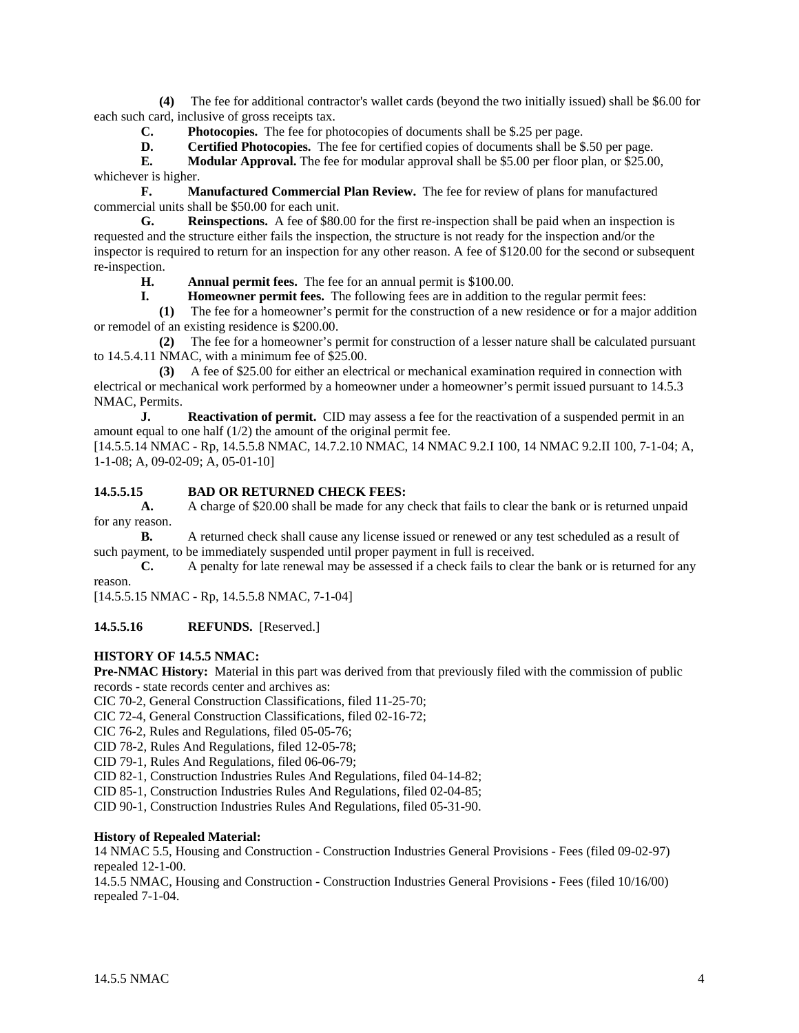**(4)** The fee for additional contractor's wallet cards (beyond the two initially issued) shall be $6.00 for each such card, inclusive of gross receipts tax.

**C. Photocopies.** The fee for photocopies of documents shall be $.25 per page.

**D. Certified Photocopies.** The fee for certified copies of documents shall be $.50 per page.

**E. Modular Approval.** The fee for modular approval shall be $5.00 per floor plan, or $25.00, whichever is higher.

**F. Manufactured Commercial Plan Review.** The fee for review of plans for manufactured commercial units shall be $50.00 for each unit.

**G. Reinspections.** A fee of $80.00 for the first re-inspection shall be paid when an inspection is requested and the structure either fails the inspection, the structure is not ready for the inspection and/or the inspector is required to return for an inspection for any other reason. A fee of $120.00 for the second or subsequent re-inspection.

**H. Annual permit fees.** The fee for an annual permit is $100.00.

**I. Homeowner permit fees.** The following fees are in addition to the regular permit fees:

**(1)** The fee for a homeowner's permit for the construction of a new residence or for a major addition or remodel of an existing residence is $200.00.

**(2)** The fee for a homeowner's permit for construction of a lesser nature shall be calculated pursuant to 14.5.4.11 NMAC, with a minimum fee of $25.00.

**(3)** A fee of $25.00 for either an electrical or mechanical examination required in connection with electrical or mechanical work performed by a homeowner under a homeowner's permit issued pursuant to 14.5.3 NMAC, Permits.

**J. Reactivation of permit.** CID may assess a fee for the reactivation of a suspended permit in an amount equal to one half (1/2) the amount of the original permit fee.

[14.5.5.14 NMAC - Rp, 14.5.5.8 NMAC, 14.7.2.10 NMAC, 14 NMAC 9.2.I 100, 14 NMAC 9.2.II 100, 7-1-04; A, 1-1-08; A, 09-02-09; A, 05-01-10]

**14.5.5.15 BAD OR RETURNED CHECK FEES:**

**A.** A charge of $20.00 shall be made for any check that fails to clear the bank or is returned unpaid for any reason.

**B.** A returned check shall cause any license issued or renewed or any test scheduled as a result of such payment, to be immediately suspended until proper payment in full is received.

**C.** A penalty for late renewal may be assessed if a check fails to clear the bank or is returned for any reason.

[14.5.5.15 NMAC - Rp, 14.5.5.8 NMAC, 7-1-04]

**14.5.5.16 REFUNDS.** [Reserved.]

**HISTORY OF 14.5.5 NMAC:**

**Pre-NMAC History:** Material in this part was derived from that previously filed with the commission of public records - state records center and archives as:

CIC 70-2, General Construction Classifications, filed 11-25-70;
CIC 72-4, General Construction Classifications, filed 02-16-72;
CIC 76-2, Rules and Regulations, filed 05-05-76;
CID 78-2, Rules And Regulations, filed 12-05-78;
CID 79-1, Rules And Regulations, filed 06-06-79;
CID 82-1, Construction Industries Rules And Regulations, filed 04-14-82;
CID 85-1, Construction Industries Rules And Regulations, filed 02-04-85;
CID 90-1, Construction Industries Rules And Regulations, filed 05-31-90.

**History of Repealed Material:**

14 NMAC 5.5, Housing and Construction - Construction Industries General Provisions - Fees (filed 09-02-97) repealed 12-1-00.

14.5.5 NMAC, Housing and Construction - Construction Industries General Provisions - Fees (filed 10/16/00) repealed 7-1-04.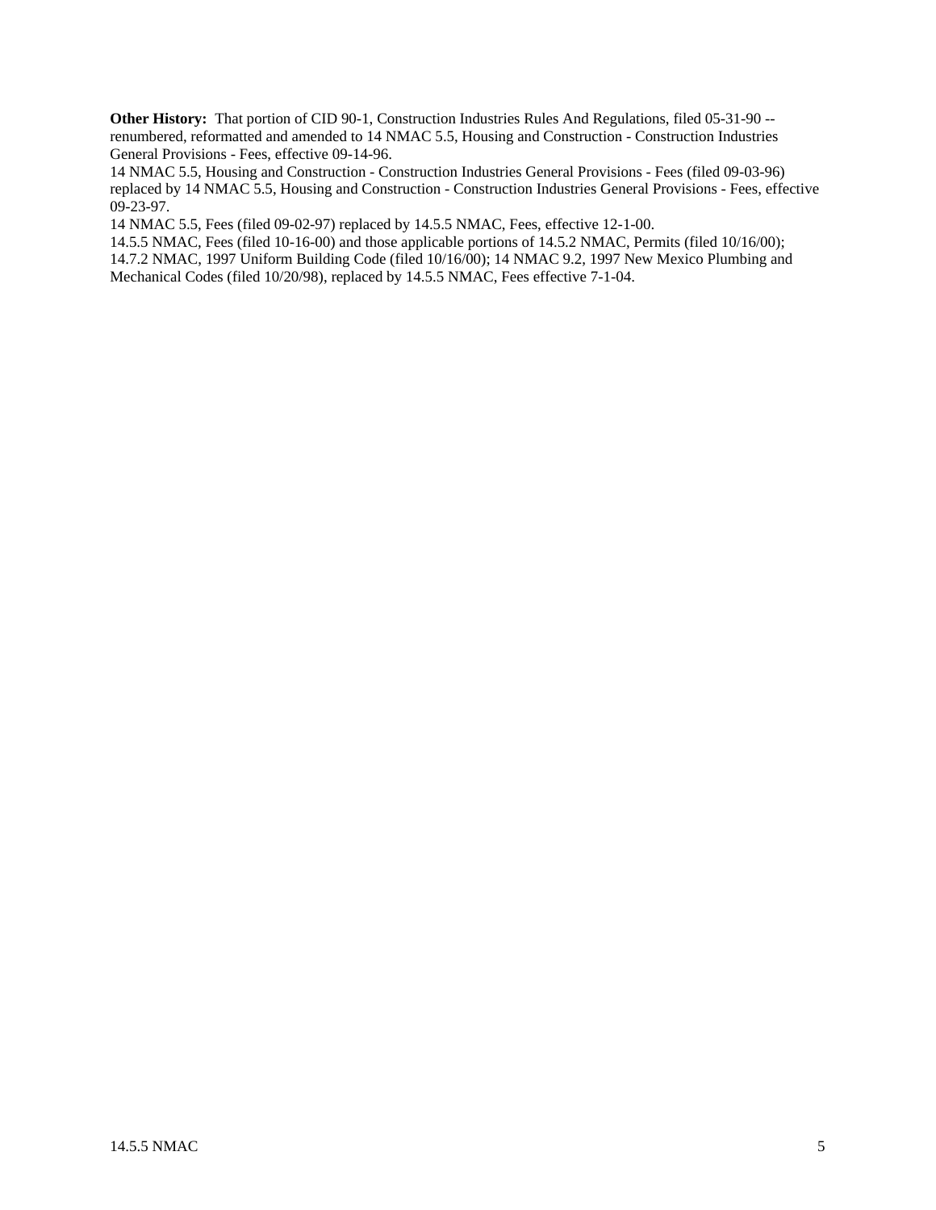**Other History:** That portion of CID 90-1, Construction Industries Rules And Regulations, filed 05-31-90 -- renumbered, reformatted and amended to 14 NMAC 5.5, Housing and Construction - Construction Industries General Provisions - Fees, effective 09-14-96.

14 NMAC 5.5, Housing and Construction - Construction Industries General Provisions - Fees (filed 09-03-96) replaced by 14 NMAC 5.5, Housing and Construction - Construction Industries General Provisions - Fees, effective 09-23-97.

14 NMAC 5.5, Fees (filed 09-02-97) replaced by 14.5.5 NMAC, Fees, effective 12-1-00.

14.5.5 NMAC, Fees (filed 10-16-00) and those applicable portions of 14.5.2 NMAC, Permits (filed 10/16/00); 14.7.2 NMAC, 1997 Uniform Building Code (filed 10/16/00); 14 NMAC 9.2, 1997 New Mexico Plumbing and Mechanical Codes (filed 10/20/98), replaced by 14.5.5 NMAC, Fees effective 7-1-04.